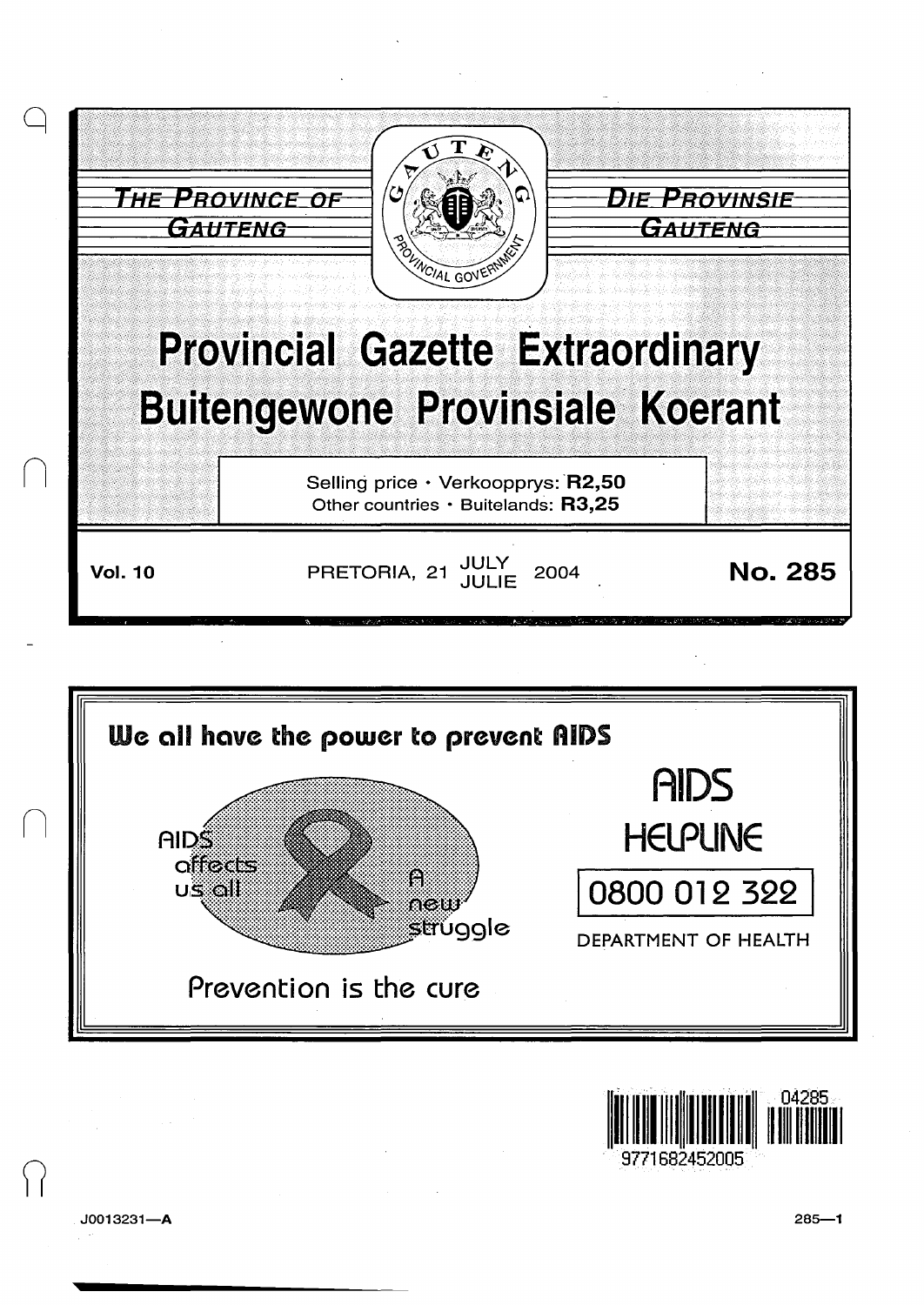THE PROVINCE OF GAUTENG

DIE PROVINSIE GAUTENG

# Provincial Gazette Extraordinary
# Buitengewone Provinsiale Koerant

Selling price • Verkoopprys: **R2,50**
Other countries • Buitelands: **R3,25**

**Vol. 10** PRETORIA, 21 JULY / JULIE 2004 **No. 285**

**We all have the power to prevent AIDS**

AIDS affects us all

A new struggle

Prevention is the cure

**AIDS HELPLINE**

0800 012 322

DEPARTMENT OF HEALTH

9771682452005 04285

J0013231—A

285—1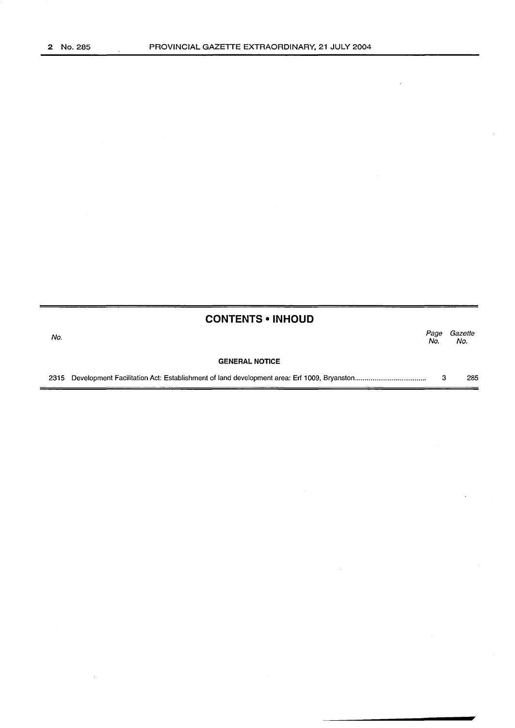## CONTENTS • INHOUD

| No. | | Page No. | Gazette No. |
|---|---|---|---|
| | **GENERAL NOTICE** | | |
| 2315 | Development Facilitation Act: Establishment of land development area: Erf 1009, Bryanston | 3 | 285 |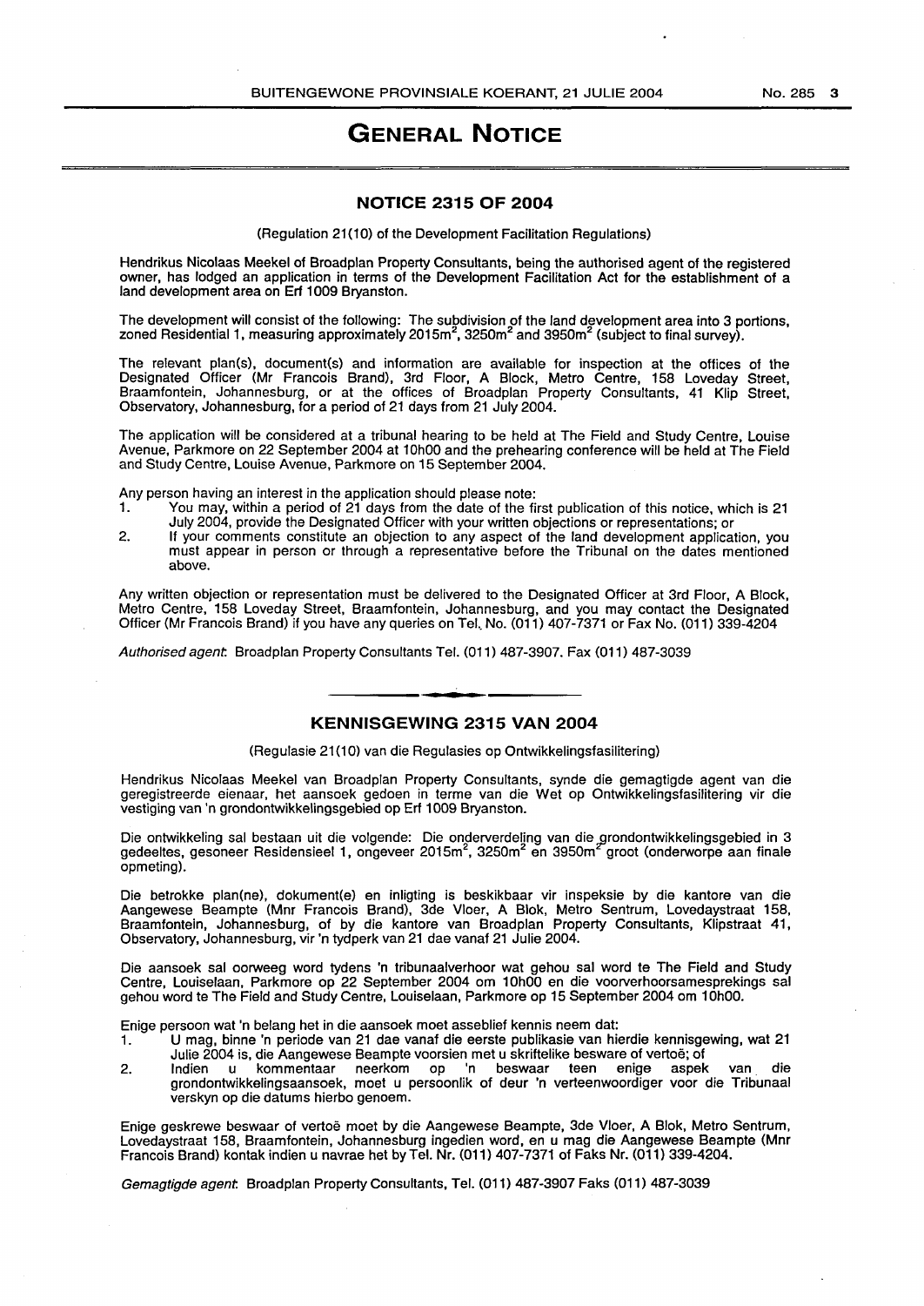# GENERAL NOTICE

## NOTICE 2315 OF 2004

(Regulation 21(10) of the Development Facilitation Regulations)

Hendrikus Nicolaas Meekel of Broadplan Property Consultants, being the authorised agent of the registered owner, has lodged an application in terms of the Development Facilitation Act for the establishment of a land development area on Erf 1009 Bryanston.

The development will consist of the following: The subdivision of the land development area into 3 portions, zoned Residential 1, measuring approximately 2015m$^2$, 3250m$^2$ and 3950m$^2$ (subject to final survey).

The relevant plan(s), document(s) and information are available for inspection at the offices of the Designated Officer (Mr Francois Brand), 3rd Floor, A Block, Metro Centre, 158 Loveday Street, Braamfontein, Johannesburg, or at the offices of Broadplan Property Consultants, 41 Klip Street, Observatory, Johannesburg, for a period of 21 days from 21 July 2004.

The application will be considered at a tribunal hearing to be held at The Field and Study Centre, Louise Avenue, Parkmore on 22 September 2004 at 10h00 and the prehearing conference will be held at The Field and Study Centre, Louise Avenue, Parkmore on 15 September 2004.

Any person having an interest in the application should please note:

1. You may, within a period of 21 days from the date of the first publication of this notice, which is 21 July 2004, provide the Designated Officer with your written objections or representations; or
2. If your comments constitute an objection to any aspect of the land development application, you must appear in person or through a representative before the Tribunal on the dates mentioned above.

Any written objection or representation must be delivered to the Designated Officer at 3rd Floor, A Block, Metro Centre, 158 Loveday Street, Braamfontein, Johannesburg, and you may contact the Designated Officer (Mr Francois Brand) if you have any queries on Tel. No. (011) 407-7371 or Fax No. (011) 339-4204

*Authorised agent*: Broadplan Property Consultants Tel. (011) 487-3907. Fax (011) 487-3039

---

## KENNISGEWING 2315 VAN 2004

(Regulasie 21(10) van die Regulasies op Ontwikkelingsfasilitering)

Hendrikus Nicolaas Meekel van Broadplan Property Consultants, synde die gemagtigde agent van die geregistreerde eienaar, het aansoek gedoen in terme van die Wet op Ontwikkelingsfasilitering vir die vestiging van 'n grondontwikkelingsgebied op Erf 1009 Bryanston.

Die ontwikkeling sal bestaan uit die volgende: Die onderverdeling van die grondontwikkelingsgebied in 3 gedeeltes, gesoneer Residensieel 1, ongeveer 2015m$^2$, 3250m$^2$ en 3950m$^2$ groot (onderworpe aan finale opmeting).

Die betrokke plan(ne), dokument(e) en inligting is beskikbaar vir inspeksie by die kantore van die Aangewese Beampte (Mnr Francois Brand), 3de Vloer, A Blok, Metro Sentrum, Lovedaystraat 158, Braamfontein, Johannesburg, of by die kantore van Broadplan Property Consultants, Klipstraat 41, Observatory, Johannesburg, vir 'n tydperk van 21 dae vanaf 21 Julie 2004.

Die aansoek sal oorweeg word tydens 'n tribunaalverhoor wat gehou sal word te The Field and Study Centre, Louiselaan, Parkmore op 22 September 2004 om 10h00 en die voorverhoorsamesprekings sal gehou word te The Field and Study Centre, Louiselaan, Parkmore op 15 September 2004 om 10h00.

Enige persoon wat 'n belang het in die aansoek moet asseblief kennis neem dat:

1. U mag, binne 'n periode van 21 dae vanaf die eerste publikasie van hierdie kennisgewing, wat 21 Julie 2004 is, die Aangewese Beampte voorsien met u skriftelike besware of vertoë; of
2. Indien u kommentaar neerkom op 'n beswaar teen enige aspek van die grondontwikkelingsaansoek, moet u persoonlik of deur 'n verteenwoordiger voor die Tribunaal verskyn op die datums hierbo genoem.

Enige geskrewe beswaar of vertoë moet by die Aangewese Beampte, 3de Vloer, A Blok, Metro Sentrum, Lovedaystraat 158, Braamfontein, Johannesburg ingedien word, en u mag die Aangewese Beampte (Mnr Francois Brand) kontak indien u navrae het by Tel. Nr. (011) 407-7371 of Faks Nr. (011) 339-4204.

*Gemagtigde agent*: Broadplan Property Consultants, Tel. (011) 487-3907 Faks (011) 487-3039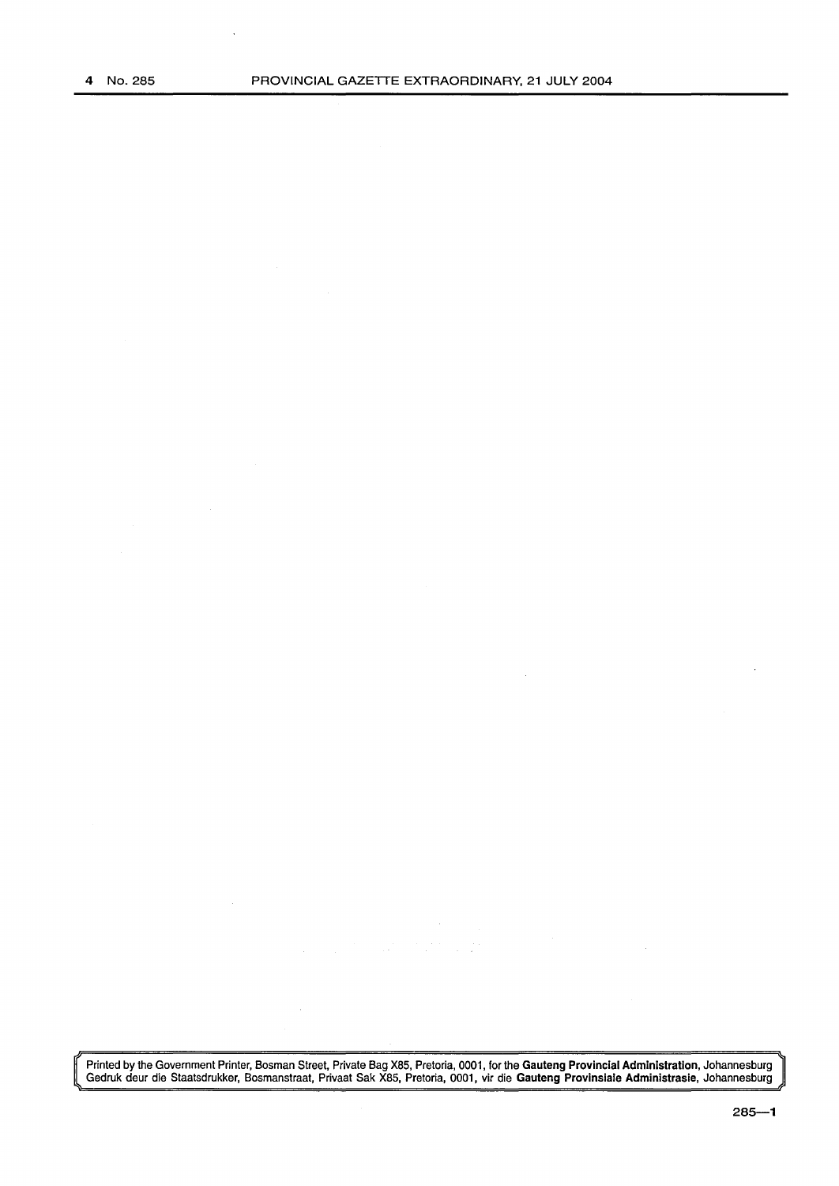Printed by the Government Printer, Bosman Street, Private Bag X85, Pretoria, 0001, for the **Gauteng Provincial Administration**, Johannesburg
Gedruk deur die Staatsdrukker, Bosmanstraat, Privaat Sak X85, Pretoria, 0001, vir die **Gauteng Provinsiale Administrasie**, Johannesburg

285—1